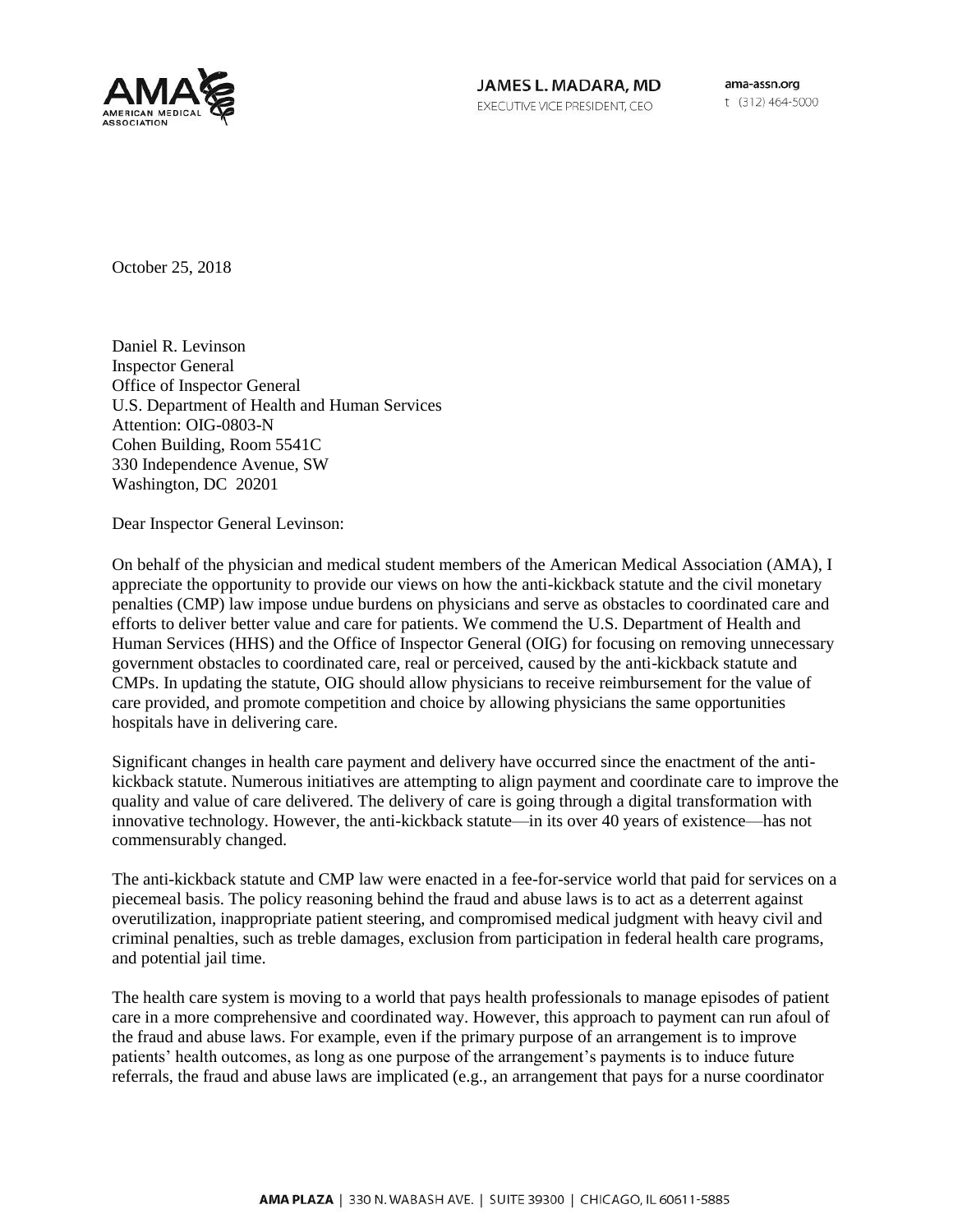**AMA** AMERICAN MEDICAL ASSOCIATION

**JAMES L. MADARA, MD**
EXECUTIVE VICE PRESIDENT, CEO

ama-assn.org
t (312) 464-5000

October 25, 2018

Daniel R. Levinson
Inspector General
Office of Inspector General
U.S. Department of Health and Human Services
Attention: OIG-0803-N
Cohen Building, Room 5541C
330 Independence Avenue, SW
Washington, DC 20201

Dear Inspector General Levinson:

On behalf of the physician and medical student members of the American Medical Association (AMA), I appreciate the opportunity to provide our views on how the anti-kickback statute and the civil monetary penalties (CMP) law impose undue burdens on physicians and serve as obstacles to coordinated care and efforts to deliver better value and care for patients. We commend the U.S. Department of Health and Human Services (HHS) and the Office of Inspector General (OIG) for focusing on removing unnecessary government obstacles to coordinated care, real or perceived, caused by the anti-kickback statute and CMPs. In updating the statute, OIG should allow physicians to receive reimbursement for the value of care provided, and promote competition and choice by allowing physicians the same opportunities hospitals have in delivering care.

Significant changes in health care payment and delivery have occurred since the enactment of the anti-kickback statute. Numerous initiatives are attempting to align payment and coordinate care to improve the quality and value of care delivered. The delivery of care is going through a digital transformation with innovative technology. However, the anti-kickback statute—in its over 40 years of existence—has not commensurably changed.

The anti-kickback statute and CMP law were enacted in a fee-for-service world that paid for services on a piecemeal basis. The policy reasoning behind the fraud and abuse laws is to act as a deterrent against overutilization, inappropriate patient steering, and compromised medical judgment with heavy civil and criminal penalties, such as treble damages, exclusion from participation in federal health care programs, and potential jail time.

The health care system is moving to a world that pays health professionals to manage episodes of patient care in a more comprehensive and coordinated way. However, this approach to payment can run afoul of the fraud and abuse laws. For example, even if the primary purpose of an arrangement is to improve patients' health outcomes, as long as one purpose of the arrangement's payments is to induce future referrals, the fraud and abuse laws are implicated (e.g., an arrangement that pays for a nurse coordinator

AMA PLAZA | 330 N. WABASH AVE. | SUITE 39300 | CHICAGO, IL 60611-5885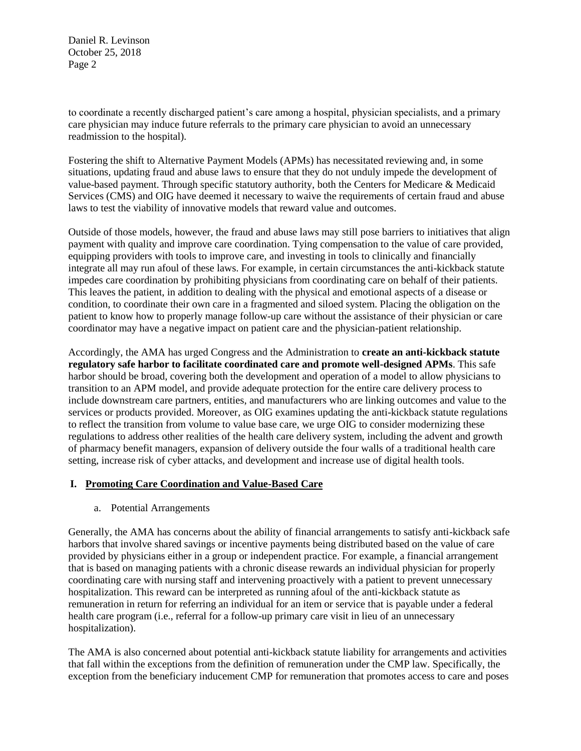to coordinate a recently discharged patient's care among a hospital, physician specialists, and a primary care physician may induce future referrals to the primary care physician to avoid an unnecessary readmission to the hospital).

Fostering the shift to Alternative Payment Models (APMs) has necessitated reviewing and, in some situations, updating fraud and abuse laws to ensure that they do not unduly impede the development of value-based payment. Through specific statutory authority, both the Centers for Medicare & Medicaid Services (CMS) and OIG have deemed it necessary to waive the requirements of certain fraud and abuse laws to test the viability of innovative models that reward value and outcomes.

Outside of those models, however, the fraud and abuse laws may still pose barriers to initiatives that align payment with quality and improve care coordination. Tying compensation to the value of care provided, equipping providers with tools to improve care, and investing in tools to clinically and financially integrate all may run afoul of these laws. For example, in certain circumstances the anti-kickback statute impedes care coordination by prohibiting physicians from coordinating care on behalf of their patients. This leaves the patient, in addition to dealing with the physical and emotional aspects of a disease or condition, to coordinate their own care in a fragmented and siloed system. Placing the obligation on the patient to know how to properly manage follow-up care without the assistance of their physician or care coordinator may have a negative impact on patient care and the physician-patient relationship.

Accordingly, the AMA has urged Congress and the Administration to **create an anti-kickback statute regulatory safe harbor to facilitate coordinated care and promote well-designed APMs**. This safe harbor should be broad, covering both the development and operation of a model to allow physicians to transition to an APM model, and provide adequate protection for the entire care delivery process to include downstream care partners, entities, and manufacturers who are linking outcomes and value to the services or products provided. Moreover, as OIG examines updating the anti-kickback statute regulations to reflect the transition from volume to value base care, we urge OIG to consider modernizing these regulations to address other realities of the health care delivery system, including the advent and growth of pharmacy benefit managers, expansion of delivery outside the four walls of a traditional health care setting, increase risk of cyber attacks, and development and increase use of digital health tools.

## I. Promoting Care Coordination and Value-Based Care

### a. Potential Arrangements

Generally, the AMA has concerns about the ability of financial arrangements to satisfy anti-kickback safe harbors that involve shared savings or incentive payments being distributed based on the value of care provided by physicians either in a group or independent practice. For example, a financial arrangement that is based on managing patients with a chronic disease rewards an individual physician for properly coordinating care with nursing staff and intervening proactively with a patient to prevent unnecessary hospitalization. This reward can be interpreted as running afoul of the anti-kickback statute as remuneration in return for referring an individual for an item or service that is payable under a federal health care program (i.e., referral for a follow-up primary care visit in lieu of an unnecessary hospitalization).

The AMA is also concerned about potential anti-kickback statute liability for arrangements and activities that fall within the exceptions from the definition of remuneration under the CMP law. Specifically, the exception from the beneficiary inducement CMP for remuneration that promotes access to care and poses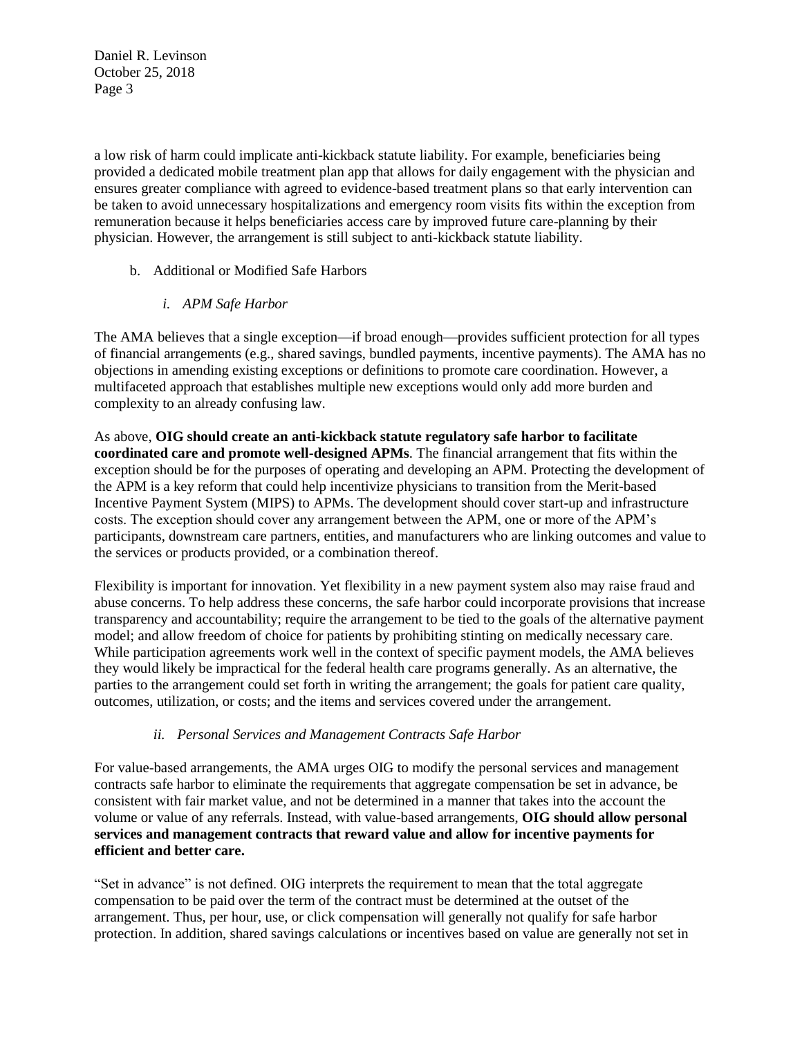a low risk of harm could implicate anti-kickback statute liability. For example, beneficiaries being provided a dedicated mobile treatment plan app that allows for daily engagement with the physician and ensures greater compliance with agreed to evidence-based treatment plans so that early intervention can be taken to avoid unnecessary hospitalizations and emergency room visits fits within the exception from remuneration because it helps beneficiaries access care by improved future care-planning by their physician. However, the arrangement is still subject to anti-kickback statute liability.

b. Additional or Modified Safe Harbors

*i. APM Safe Harbor*

The AMA believes that a single exception—if broad enough—provides sufficient protection for all types of financial arrangements (e.g., shared savings, bundled payments, incentive payments). The AMA has no objections in amending existing exceptions or definitions to promote care coordination. However, a multifaceted approach that establishes multiple new exceptions would only add more burden and complexity to an already confusing law.

As above, **OIG should create an anti-kickback statute regulatory safe harbor to facilitate coordinated care and promote well-designed APMs**. The financial arrangement that fits within the exception should be for the purposes of operating and developing an APM. Protecting the development of the APM is a key reform that could help incentivize physicians to transition from the Merit-based Incentive Payment System (MIPS) to APMs. The development should cover start-up and infrastructure costs. The exception should cover any arrangement between the APM, one or more of the APM's participants, downstream care partners, entities, and manufacturers who are linking outcomes and value to the services or products provided, or a combination thereof.

Flexibility is important for innovation. Yet flexibility in a new payment system also may raise fraud and abuse concerns. To help address these concerns, the safe harbor could incorporate provisions that increase transparency and accountability; require the arrangement to be tied to the goals of the alternative payment model; and allow freedom of choice for patients by prohibiting stinting on medically necessary care. While participation agreements work well in the context of specific payment models, the AMA believes they would likely be impractical for the federal health care programs generally. As an alternative, the parties to the arrangement could set forth in writing the arrangement; the goals for patient care quality, outcomes, utilization, or costs; and the items and services covered under the arrangement.

*ii. Personal Services and Management Contracts Safe Harbor*

For value-based arrangements, the AMA urges OIG to modify the personal services and management contracts safe harbor to eliminate the requirements that aggregate compensation be set in advance, be consistent with fair market value, and not be determined in a manner that takes into the account the volume or value of any referrals. Instead, with value-based arrangements, **OIG should allow personal services and management contracts that reward value and allow for incentive payments for efficient and better care.**

"Set in advance" is not defined. OIG interprets the requirement to mean that the total aggregate compensation to be paid over the term of the contract must be determined at the outset of the arrangement. Thus, per hour, use, or click compensation will generally not qualify for safe harbor protection. In addition, shared savings calculations or incentives based on value are generally not set in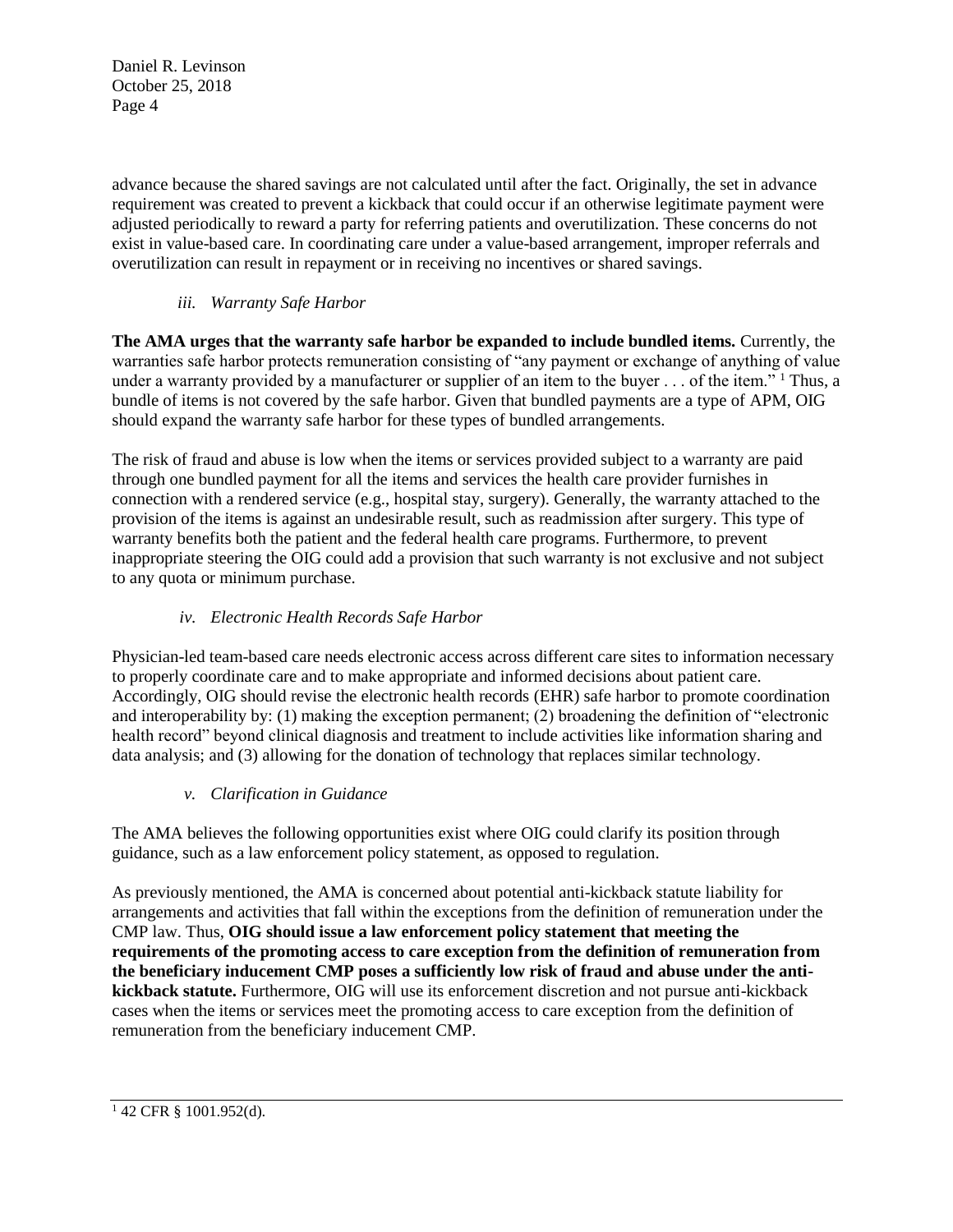advance because the shared savings are not calculated until after the fact. Originally, the set in advance requirement was created to prevent a kickback that could occur if an otherwise legitimate payment were adjusted periodically to reward a party for referring patients and overutilization. These concerns do not exist in value-based care. In coordinating care under a value-based arrangement, improper referrals and overutilization can result in repayment or in receiving no incentives or shared savings.

#### *iii. Warranty Safe Harbor*

**The AMA urges that the warranty safe harbor be expanded to include bundled items.** Currently, the warranties safe harbor protects remuneration consisting of "any payment or exchange of anything of value under a warranty provided by a manufacturer or supplier of an item to the buyer . . . of the item."[1] Thus, a bundle of items is not covered by the safe harbor. Given that bundled payments are a type of APM, OIG should expand the warranty safe harbor for these types of bundled arrangements.

The risk of fraud and abuse is low when the items or services provided subject to a warranty are paid through one bundled payment for all the items and services the health care provider furnishes in connection with a rendered service (e.g., hospital stay, surgery). Generally, the warranty attached to the provision of the items is against an undesirable result, such as readmission after surgery. This type of warranty benefits both the patient and the federal health care programs. Furthermore, to prevent inappropriate steering the OIG could add a provision that such warranty is not exclusive and not subject to any quota or minimum purchase.

#### *iv. Electronic Health Records Safe Harbor*

Physician-led team-based care needs electronic access across different care sites to information necessary to properly coordinate care and to make appropriate and informed decisions about patient care. Accordingly, OIG should revise the electronic health records (EHR) safe harbor to promote coordination and interoperability by: (1) making the exception permanent; (2) broadening the definition of "electronic health record" beyond clinical diagnosis and treatment to include activities like information sharing and data analysis; and (3) allowing for the donation of technology that replaces similar technology.

#### *v. Clarification in Guidance*

The AMA believes the following opportunities exist where OIG could clarify its position through guidance, such as a law enforcement policy statement, as opposed to regulation.

As previously mentioned, the AMA is concerned about potential anti-kickback statute liability for arrangements and activities that fall within the exceptions from the definition of remuneration under the CMP law. Thus, **OIG should issue a law enforcement policy statement that meeting the requirements of the promoting access to care exception from the definition of remuneration from the beneficiary inducement CMP poses a sufficiently low risk of fraud and abuse under the anti-kickback statute.** Furthermore, OIG will use its enforcement discretion and not pursue anti-kickback cases when the items or services meet the promoting access to care exception from the definition of remuneration from the beneficiary inducement CMP.

---

[1] 42 CFR § 1001.952(d).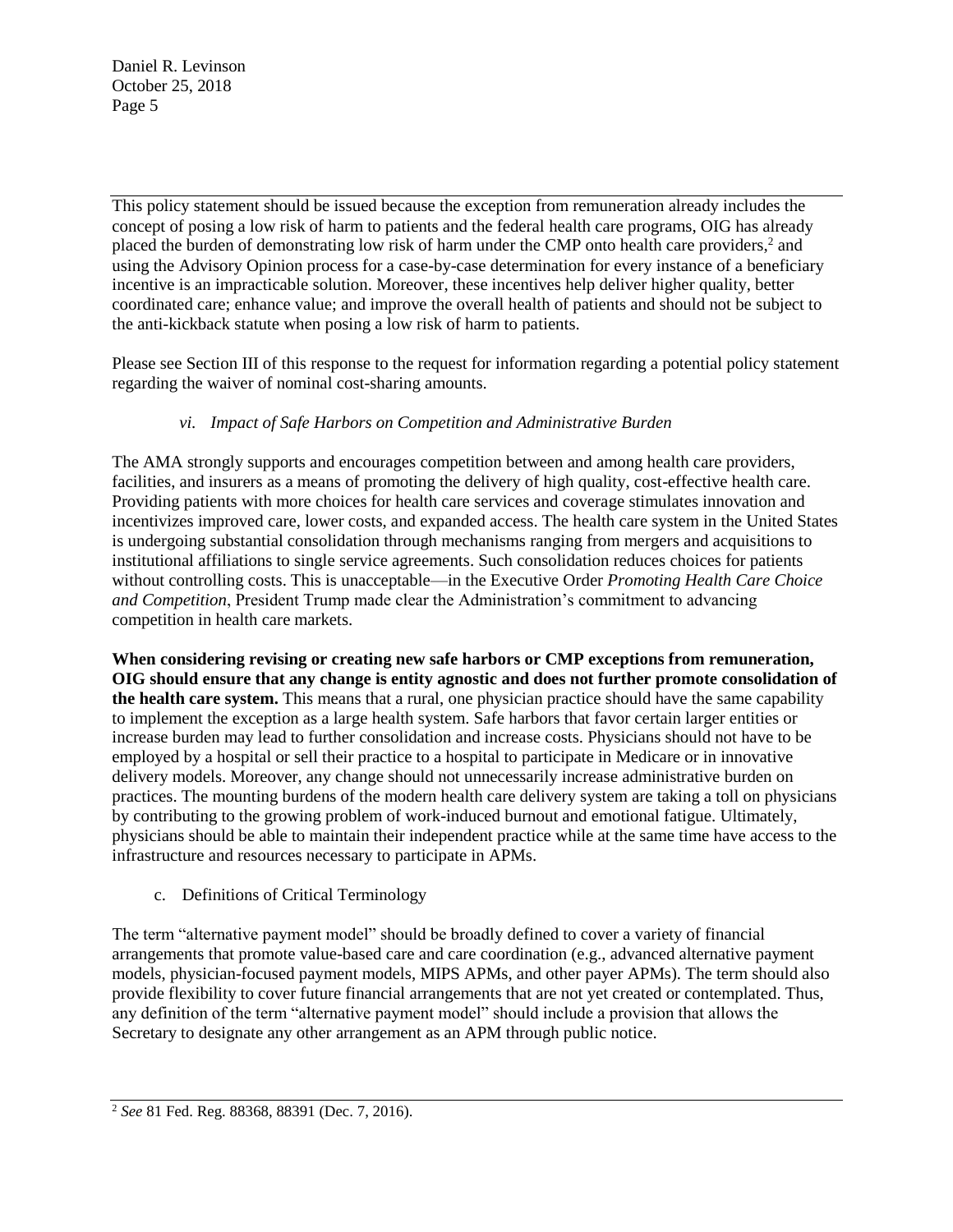This policy statement should be issued because the exception from remuneration already includes the concept of posing a low risk of harm to patients and the federal health care programs, OIG has already placed the burden of demonstrating low risk of harm under the CMP onto health care providers,[2] and using the Advisory Opinion process for a case-by-case determination for every instance of a beneficiary incentive is an impracticable solution. Moreover, these incentives help deliver higher quality, better coordinated care; enhance value; and improve the overall health of patients and should not be subject to the anti-kickback statute when posing a low risk of harm to patients.

Please see Section III of this response to the request for information regarding a potential policy statement regarding the waiver of nominal cost-sharing amounts.

*vi. Impact of Safe Harbors on Competition and Administrative Burden*

The AMA strongly supports and encourages competition between and among health care providers, facilities, and insurers as a means of promoting the delivery of high quality, cost-effective health care. Providing patients with more choices for health care services and coverage stimulates innovation and incentivizes improved care, lower costs, and expanded access. The health care system in the United States is undergoing substantial consolidation through mechanisms ranging from mergers and acquisitions to institutional affiliations to single service agreements. Such consolidation reduces choices for patients without controlling costs. This is unacceptable—in the Executive Order *Promoting Health Care Choice and Competition*, President Trump made clear the Administration's commitment to advancing competition in health care markets.

**When considering revising or creating new safe harbors or CMP exceptions from remuneration, OIG should ensure that any change is entity agnostic and does not further promote consolidation of the health care system.** This means that a rural, one physician practice should have the same capability to implement the exception as a large health system. Safe harbors that favor certain larger entities or increase burden may lead to further consolidation and increase costs. Physicians should not have to be employed by a hospital or sell their practice to a hospital to participate in Medicare or in innovative delivery models. Moreover, any change should not unnecessarily increase administrative burden on practices. The mounting burdens of the modern health care delivery system are taking a toll on physicians by contributing to the growing problem of work-induced burnout and emotional fatigue. Ultimately, physicians should be able to maintain their independent practice while at the same time have access to the infrastructure and resources necessary to participate in APMs.

c. Definitions of Critical Terminology

The term "alternative payment model" should be broadly defined to cover a variety of financial arrangements that promote value-based care and care coordination (e.g., advanced alternative payment models, physician-focused payment models, MIPS APMs, and other payer APMs). The term should also provide flexibility to cover future financial arrangements that are not yet created or contemplated. Thus, any definition of the term "alternative payment model" should include a provision that allows the Secretary to designate any other arrangement as an APM through public notice.

---

[2] *See* 81 Fed. Reg. 88368, 88391 (Dec. 7, 2016).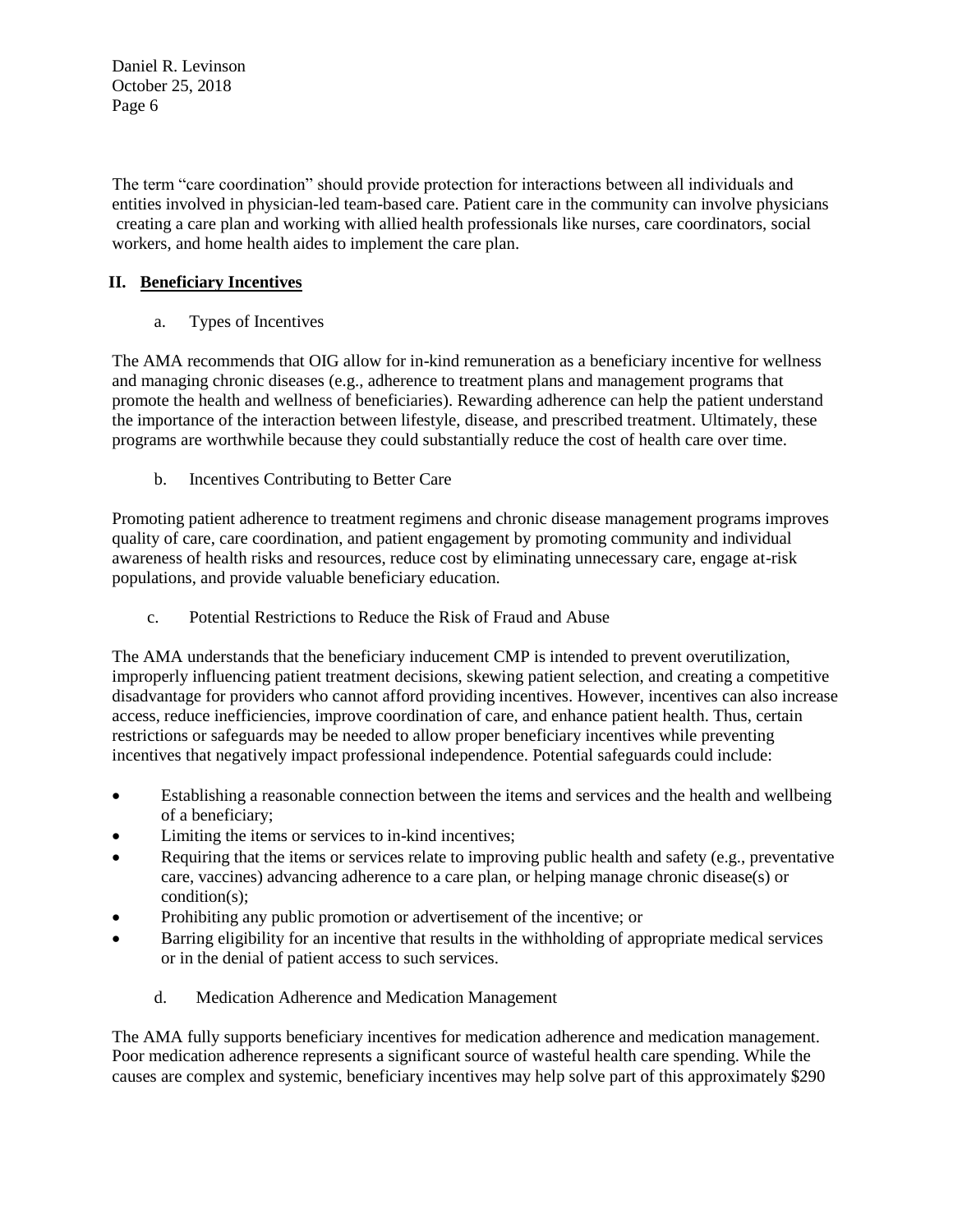The term "care coordination" should provide protection for interactions between all individuals and entities involved in physician-led team-based care. Patient care in the community can involve physicians creating a care plan and working with allied health professionals like nurses, care coordinators, social workers, and home health aides to implement the care plan.

## II. Beneficiary Incentives

### a. Types of Incentives

The AMA recommends that OIG allow for in-kind remuneration as a beneficiary incentive for wellness and managing chronic diseases (e.g., adherence to treatment plans and management programs that promote the health and wellness of beneficiaries). Rewarding adherence can help the patient understand the importance of the interaction between lifestyle, disease, and prescribed treatment. Ultimately, these programs are worthwhile because they could substantially reduce the cost of health care over time.

### b. Incentives Contributing to Better Care

Promoting patient adherence to treatment regimens and chronic disease management programs improves quality of care, care coordination, and patient engagement by promoting community and individual awareness of health risks and resources, reduce cost by eliminating unnecessary care, engage at-risk populations, and provide valuable beneficiary education.

### c. Potential Restrictions to Reduce the Risk of Fraud and Abuse

The AMA understands that the beneficiary inducement CMP is intended to prevent overutilization, improperly influencing patient treatment decisions, skewing patient selection, and creating a competitive disadvantage for providers who cannot afford providing incentives. However, incentives can also increase access, reduce inefficiencies, improve coordination of care, and enhance patient health. Thus, certain restrictions or safeguards may be needed to allow proper beneficiary incentives while preventing incentives that negatively impact professional independence. Potential safeguards could include:

- Establishing a reasonable connection between the items and services and the health and wellbeing of a beneficiary;
- Limiting the items or services to in-kind incentives;
- Requiring that the items or services relate to improving public health and safety (e.g., preventative care, vaccines) advancing adherence to a care plan, or helping manage chronic disease(s) or condition(s);
- Prohibiting any public promotion or advertisement of the incentive; or
- Barring eligibility for an incentive that results in the withholding of appropriate medical services or in the denial of patient access to such services.

### d. Medication Adherence and Medication Management

The AMA fully supports beneficiary incentives for medication adherence and medication management. Poor medication adherence represents a significant source of wasteful health care spending. While the causes are complex and systemic, beneficiary incentives may help solve part of this approximately $290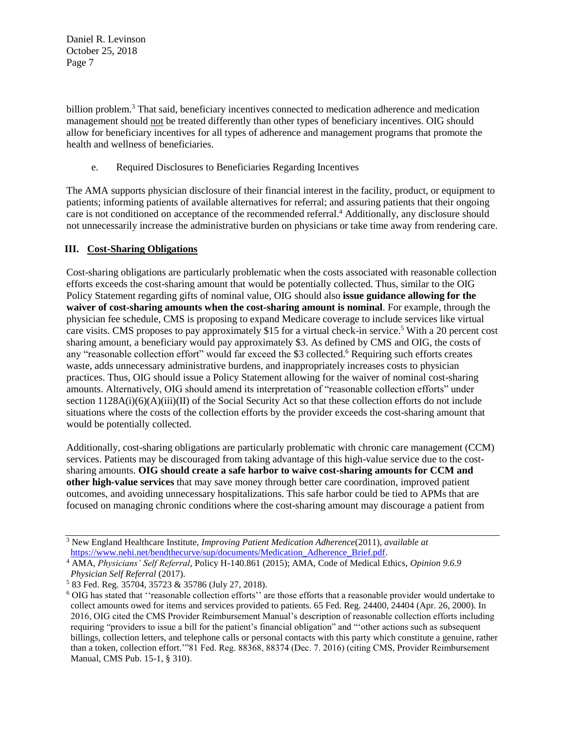billion problem.[3] That said, beneficiary incentives connected to medication adherence and medication management should not be treated differently than other types of beneficiary incentives. OIG should allow for beneficiary incentives for all types of adherence and management programs that promote the health and wellness of beneficiaries.

e. Required Disclosures to Beneficiaries Regarding Incentives

The AMA supports physician disclosure of their financial interest in the facility, product, or equipment to patients; informing patients of available alternatives for referral; and assuring patients that their ongoing care is not conditioned on acceptance of the recommended referral.[4] Additionally, any disclosure should not unnecessarily increase the administrative burden on physicians or take time away from rendering care.

## III. Cost-Sharing Obligations

Cost-sharing obligations are particularly problematic when the costs associated with reasonable collection efforts exceeds the cost-sharing amount that would be potentially collected. Thus, similar to the OIG Policy Statement regarding gifts of nominal value, OIG should also **issue guidance allowing for the waiver of cost-sharing amounts when the cost-sharing amount is nominal**. For example, through the physician fee schedule, CMS is proposing to expand Medicare coverage to include services like virtual care visits. CMS proposes to pay approximately $15 for a virtual check-in service.[5] With a 20 percent cost sharing amount, a beneficiary would pay approximately $3. As defined by CMS and OIG, the costs of any "reasonable collection effort" would far exceed the $3 collected.[6] Requiring such efforts creates waste, adds unnecessary administrative burdens, and inappropriately increases costs to physician practices. Thus, OIG should issue a Policy Statement allowing for the waiver of nominal cost-sharing amounts. Alternatively, OIG should amend its interpretation of "reasonable collection efforts" under section 1128A(i)(6)(A)(iii)(II) of the Social Security Act so that these collection efforts do not include situations where the costs of the collection efforts by the provider exceeds the cost-sharing amount that would be potentially collected.

Additionally, cost-sharing obligations are particularly problematic with chronic care management (CCM) services. Patients may be discouraged from taking advantage of this high-value service due to the cost-sharing amounts. **OIG should create a safe harbor to waive cost-sharing amounts for CCM and other high-value services** that may save money through better care coordination, improved patient outcomes, and avoiding unnecessary hospitalizations. This safe harbor could be tied to APMs that are focused on managing chronic conditions where the cost-sharing amount may discourage a patient from

---

[3] New England Healthcare Institute, *Improving Patient Medication Adherence*(2011), *available at* https://www.nehi.net/bendthecurve/sup/documents/Medication_Adherence_Brief.pdf.

[4] AMA, *Physicians' Self Referral*, Policy H-140.861 (2015); AMA, Code of Medical Ethics, *Opinion 9.6.9 Physician Self Referral* (2017).

[5] 83 Fed. Reg. 35704, 35723 & 35786 (July 27, 2018).

[6] OIG has stated that ''reasonable collection efforts'' are those efforts that a reasonable provider would undertake to collect amounts owed for items and services provided to patients. 65 Fed. Reg. 24400, 24404 (Apr. 26, 2000). In 2016, OIG cited the CMS Provider Reimbursement Manual's description of reasonable collection efforts including requiring "providers to issue a bill for the patient's financial obligation" and "'other actions such as subsequent billings, collection letters, and telephone calls or personal contacts with this party which constitute a genuine, rather than a token, collection effort.'"81 Fed. Reg. 88368, 88374 (Dec. 7. 2016) (citing CMS, Provider Reimbursement Manual, CMS Pub. 15-1, § 310).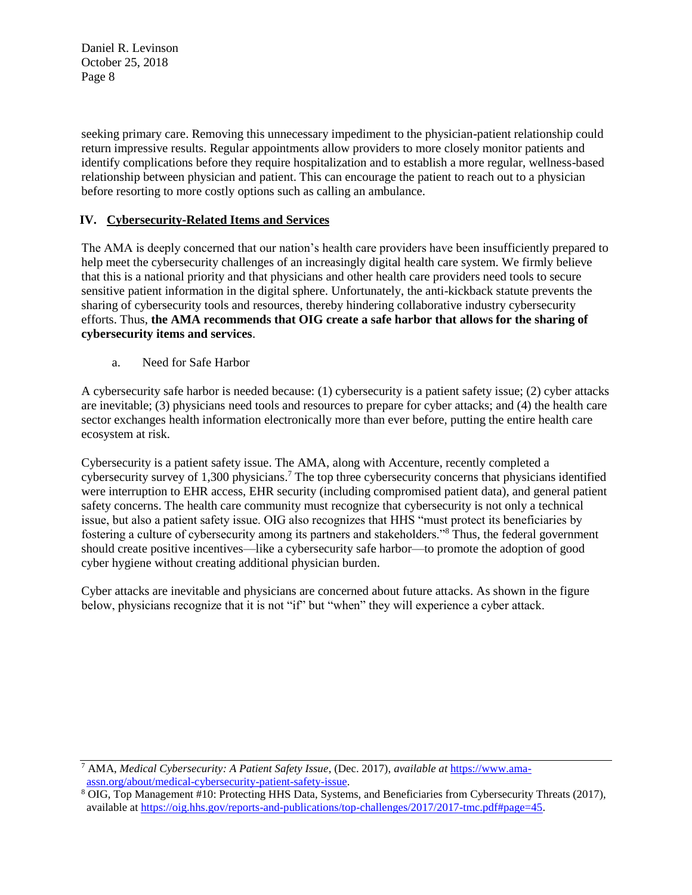seeking primary care. Removing this unnecessary impediment to the physician-patient relationship could return impressive results. Regular appointments allow providers to more closely monitor patients and identify complications before they require hospitalization and to establish a more regular, wellness-based relationship between physician and patient. This can encourage the patient to reach out to a physician before resorting to more costly options such as calling an ambulance.

## IV. Cybersecurity-Related Items and Services

The AMA is deeply concerned that our nation's health care providers have been insufficiently prepared to help meet the cybersecurity challenges of an increasingly digital health care system. We firmly believe that this is a national priority and that physicians and other health care providers need tools to secure sensitive patient information in the digital sphere. Unfortunately, the anti-kickback statute prevents the sharing of cybersecurity tools and resources, thereby hindering collaborative industry cybersecurity efforts. Thus, **the AMA recommends that OIG create a safe harbor that allows for the sharing of cybersecurity items and services**.

### a. Need for Safe Harbor

A cybersecurity safe harbor is needed because: (1) cybersecurity is a patient safety issue; (2) cyber attacks are inevitable; (3) physicians need tools and resources to prepare for cyber attacks; and (4) the health care sector exchanges health information electronically more than ever before, putting the entire health care ecosystem at risk.

Cybersecurity is a patient safety issue. The AMA, along with Accenture, recently completed a cybersecurity survey of 1,300 physicians.[7] The top three cybersecurity concerns that physicians identified were interruption to EHR access, EHR security (including compromised patient data), and general patient safety concerns. The health care community must recognize that cybersecurity is not only a technical issue, but also a patient safety issue. OIG also recognizes that HHS "must protect its beneficiaries by fostering a culture of cybersecurity among its partners and stakeholders."[8] Thus, the federal government should create positive incentives—like a cybersecurity safe harbor—to promote the adoption of good cyber hygiene without creating additional physician burden.

Cyber attacks are inevitable and physicians are concerned about future attacks. As shown in the figure below, physicians recognize that it is not "if" but "when" they will experience a cyber attack.

---

[7] AMA, *Medical Cybersecurity: A Patient Safety Issue*, (Dec. 2017), *available at* https://www.ama-assn.org/about/medical-cybersecurity-patient-safety-issue.

[8] OIG, Top Management #10: Protecting HHS Data, Systems, and Beneficiaries from Cybersecurity Threats (2017), available at https://oig.hhs.gov/reports-and-publications/top-challenges/2017/2017-tmc.pdf#page=45.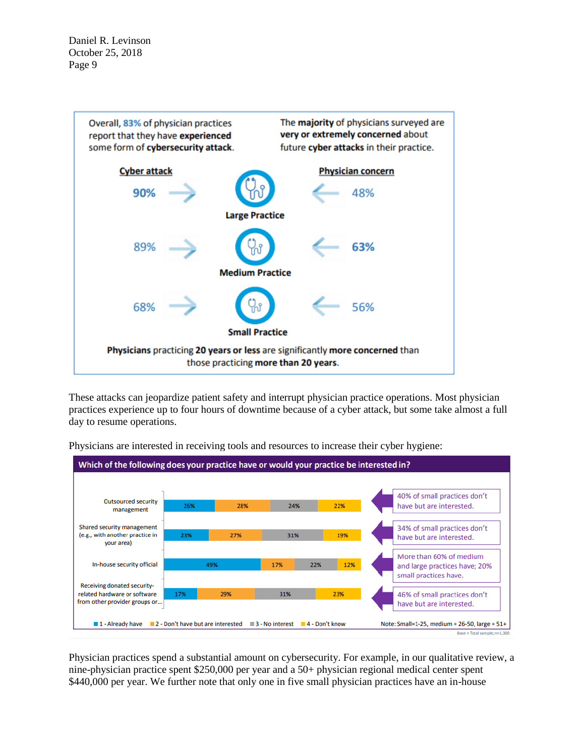Overall, **83%** of physician practices report that they have **experienced** some form of **cybersecurity attack**.

The **majority** of physicians surveyed are **very or extremely concerned** about future **cyber attacks** in their practice.

| Cyber attack | Practice size | Physician concern |
| --- | --- | --- |
| 90% | Large Practice | 48% |
| 89% | Medium Practice | 63% |
| 68% | Small Practice | 56% |

**Physicians** practicing **20 years or less** are significantly **more concerned** than those practicing **more than 20 years**.

These attacks can jeopardize patient safety and interrupt physician practice operations. Most physician practices experience up to four hours of downtime because of a cyber attack, but some take almost a full day to resume operations.

Physicians are interested in receiving tools and resources to increase their cyber hygiene:

**Which of the following does your practice have or would your practice be interested in?**

| | 1 - Already have | 2 - Don't have but are interested | 3 - No interest | 4 - Don't know | |
| --- | --- | --- | --- | --- | --- |
| Outsourced security management | 26% | 28% | 24% | 22% | 40% of small practices don't have but are interested. |
| Shared security management (e.g., with another practice in your area) | 23% | 27% | 31% | 19% | 34% of small practices don't have but are interested. |
| In-house security official | 49% | 17% | 22% | 12% | More than 60% of medium and large practices have; 20% small practices have. |
| Receiving donated security-related hardware or software from other provider groups or... | 17% | 29% | 31% | 23% | 46% of small practices don't have but are interested. |

Note: Small=1-25, medium = 26-50, large = 51+

Base = Total sample; n=1,300

Physician practices spend a substantial amount on cybersecurity. For example, in our qualitative review, a nine-physician practice spent $250,000 per year and a 50+ physician regional medical center spent $440,000 per year. We further note that only one in five small physician practices have an in-house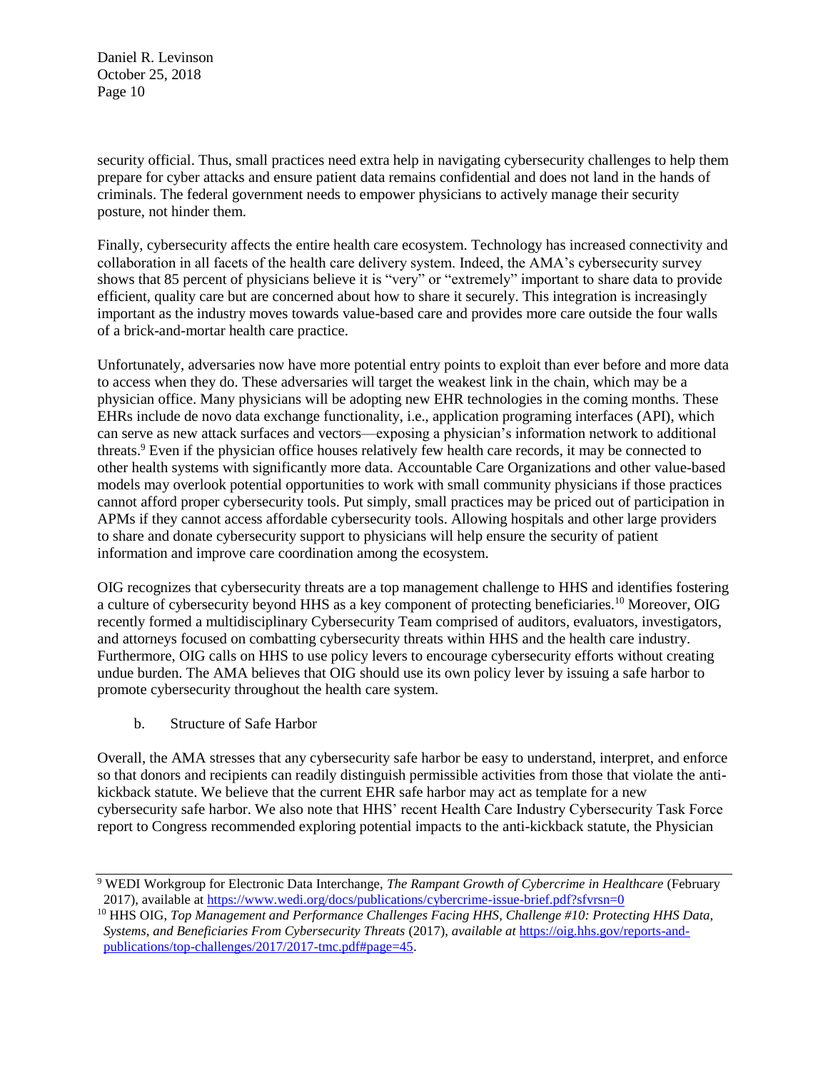security official. Thus, small practices need extra help in navigating cybersecurity challenges to help them prepare for cyber attacks and ensure patient data remains confidential and does not land in the hands of criminals. The federal government needs to empower physicians to actively manage their security posture, not hinder them.

Finally, cybersecurity affects the entire health care ecosystem. Technology has increased connectivity and collaboration in all facets of the health care delivery system. Indeed, the AMA's cybersecurity survey shows that 85 percent of physicians believe it is "very" or "extremely" important to share data to provide efficient, quality care but are concerned about how to share it securely. This integration is increasingly important as the industry moves towards value-based care and provides more care outside the four walls of a brick-and-mortar health care practice.

Unfortunately, adversaries now have more potential entry points to exploit than ever before and more data to access when they do. These adversaries will target the weakest link in the chain, which may be a physician office. Many physicians will be adopting new EHR technologies in the coming months. These EHRs include de novo data exchange functionality, i.e., application programing interfaces (API), which can serve as new attack surfaces and vectors—exposing a physician's information network to additional threats.[9] Even if the physician office houses relatively few health care records, it may be connected to other health systems with significantly more data. Accountable Care Organizations and other value-based models may overlook potential opportunities to work with small community physicians if those practices cannot afford proper cybersecurity tools. Put simply, small practices may be priced out of participation in APMs if they cannot access affordable cybersecurity tools. Allowing hospitals and other large providers to share and donate cybersecurity support to physicians will help ensure the security of patient information and improve care coordination among the ecosystem.

OIG recognizes that cybersecurity threats are a top management challenge to HHS and identifies fostering a culture of cybersecurity beyond HHS as a key component of protecting beneficiaries.[10] Moreover, OIG recently formed a multidisciplinary Cybersecurity Team comprised of auditors, evaluators, investigators, and attorneys focused on combatting cybersecurity threats within HHS and the health care industry. Furthermore, OIG calls on HHS to use policy levers to encourage cybersecurity efforts without creating undue burden. The AMA believes that OIG should use its own policy lever by issuing a safe harbor to promote cybersecurity throughout the health care system.

b. Structure of Safe Harbor

Overall, the AMA stresses that any cybersecurity safe harbor be easy to understand, interpret, and enforce so that donors and recipients can readily distinguish permissible activities from those that violate the anti-kickback statute. We believe that the current EHR safe harbor may act as template for a new cybersecurity safe harbor. We also note that HHS' recent Health Care Industry Cybersecurity Task Force report to Congress recommended exploring potential impacts to the anti-kickback statute, the Physician

---

[9] WEDI Workgroup for Electronic Data Interchange, *The Rampant Growth of Cybercrime in Healthcare* (February 2017), available at https://www.wedi.org/docs/publications/cybercrime-issue-brief.pdf?sfvrsn=0

[10] HHS OIG, *Top Management and Performance Challenges Facing HHS, Challenge #10: Protecting HHS Data, Systems, and Beneficiaries From Cybersecurity Threats* (2017), *available at* https://oig.hhs.gov/reports-and-publications/top-challenges/2017/2017-tmc.pdf#page=45.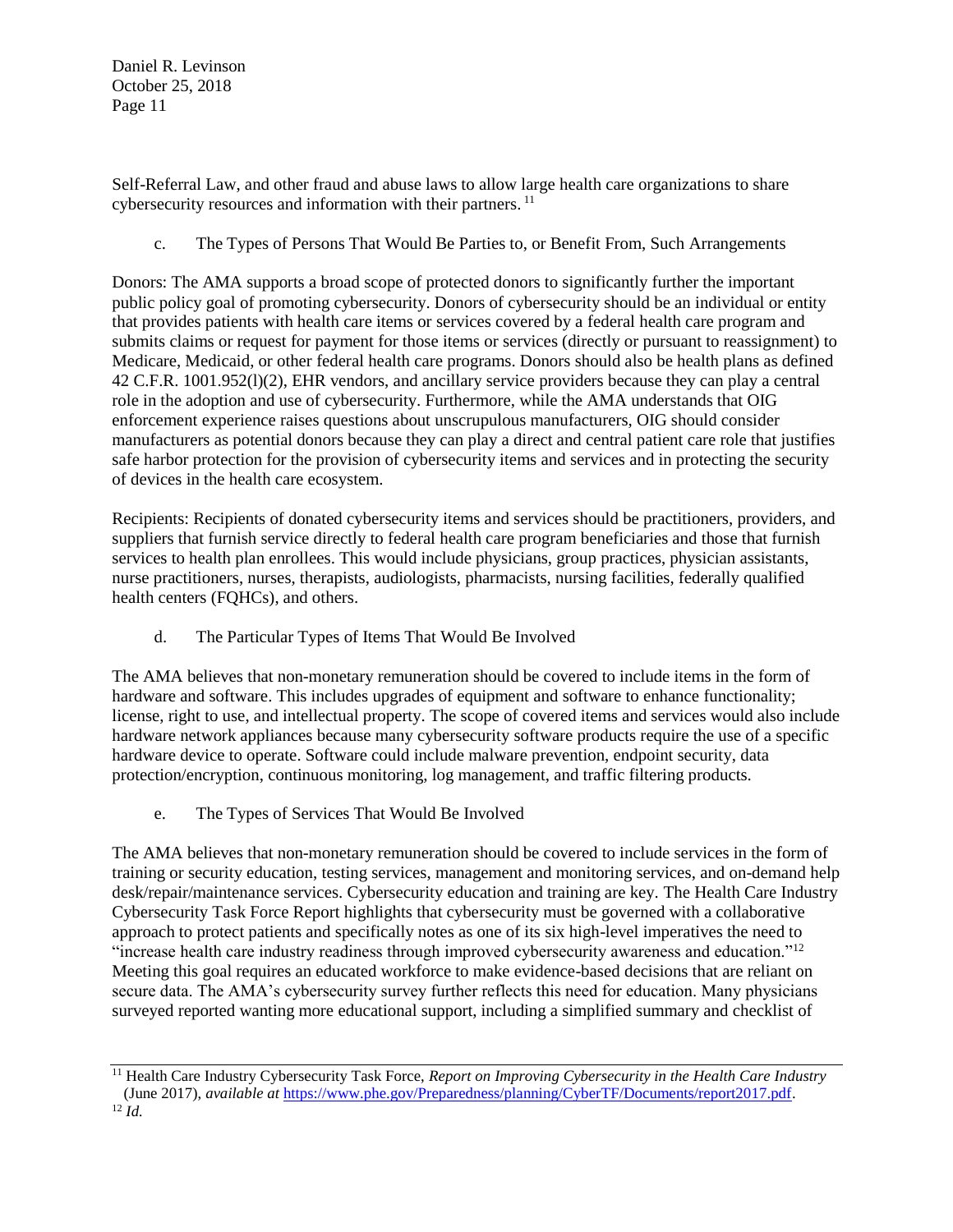Self-Referral Law, and other fraud and abuse laws to allow large health care organizations to share cybersecurity resources and information with their partners. [11]

c. The Types of Persons That Would Be Parties to, or Benefit From, Such Arrangements

Donors: The AMA supports a broad scope of protected donors to significantly further the important public policy goal of promoting cybersecurity. Donors of cybersecurity should be an individual or entity that provides patients with health care items or services covered by a federal health care program and submits claims or request for payment for those items or services (directly or pursuant to reassignment) to Medicare, Medicaid, or other federal health care programs. Donors should also be health plans as defined 42 C.F.R. 1001.952(l)(2), EHR vendors, and ancillary service providers because they can play a central role in the adoption and use of cybersecurity. Furthermore, while the AMA understands that OIG enforcement experience raises questions about unscrupulous manufacturers, OIG should consider manufacturers as potential donors because they can play a direct and central patient care role that justifies safe harbor protection for the provision of cybersecurity items and services and in protecting the security of devices in the health care ecosystem.

Recipients: Recipients of donated cybersecurity items and services should be practitioners, providers, and suppliers that furnish service directly to federal health care program beneficiaries and those that furnish services to health plan enrollees. This would include physicians, group practices, physician assistants, nurse practitioners, nurses, therapists, audiologists, pharmacists, nursing facilities, federally qualified health centers (FQHCs), and others.

d. The Particular Types of Items That Would Be Involved

The AMA believes that non-monetary remuneration should be covered to include items in the form of hardware and software. This includes upgrades of equipment and software to enhance functionality; license, right to use, and intellectual property. The scope of covered items and services would also include hardware network appliances because many cybersecurity software products require the use of a specific hardware device to operate. Software could include malware prevention, endpoint security, data protection/encryption, continuous monitoring, log management, and traffic filtering products.

e. The Types of Services That Would Be Involved

The AMA believes that non-monetary remuneration should be covered to include services in the form of training or security education, testing services, management and monitoring services, and on-demand help desk/repair/maintenance services. Cybersecurity education and training are key. The Health Care Industry Cybersecurity Task Force Report highlights that cybersecurity must be governed with a collaborative approach to protect patients and specifically notes as one of its six high-level imperatives the need to "increase health care industry readiness through improved cybersecurity awareness and education."[12] Meeting this goal requires an educated workforce to make evidence-based decisions that are reliant on secure data. The AMA's cybersecurity survey further reflects this need for education. Many physicians surveyed reported wanting more educational support, including a simplified summary and checklist of

---

[11] Health Care Industry Cybersecurity Task Force, *Report on Improving Cybersecurity in the Health Care Industry* (June 2017), *available at* https://www.phe.gov/Preparedness/planning/CyberTF/Documents/report2017.pdf.

[12] *Id.*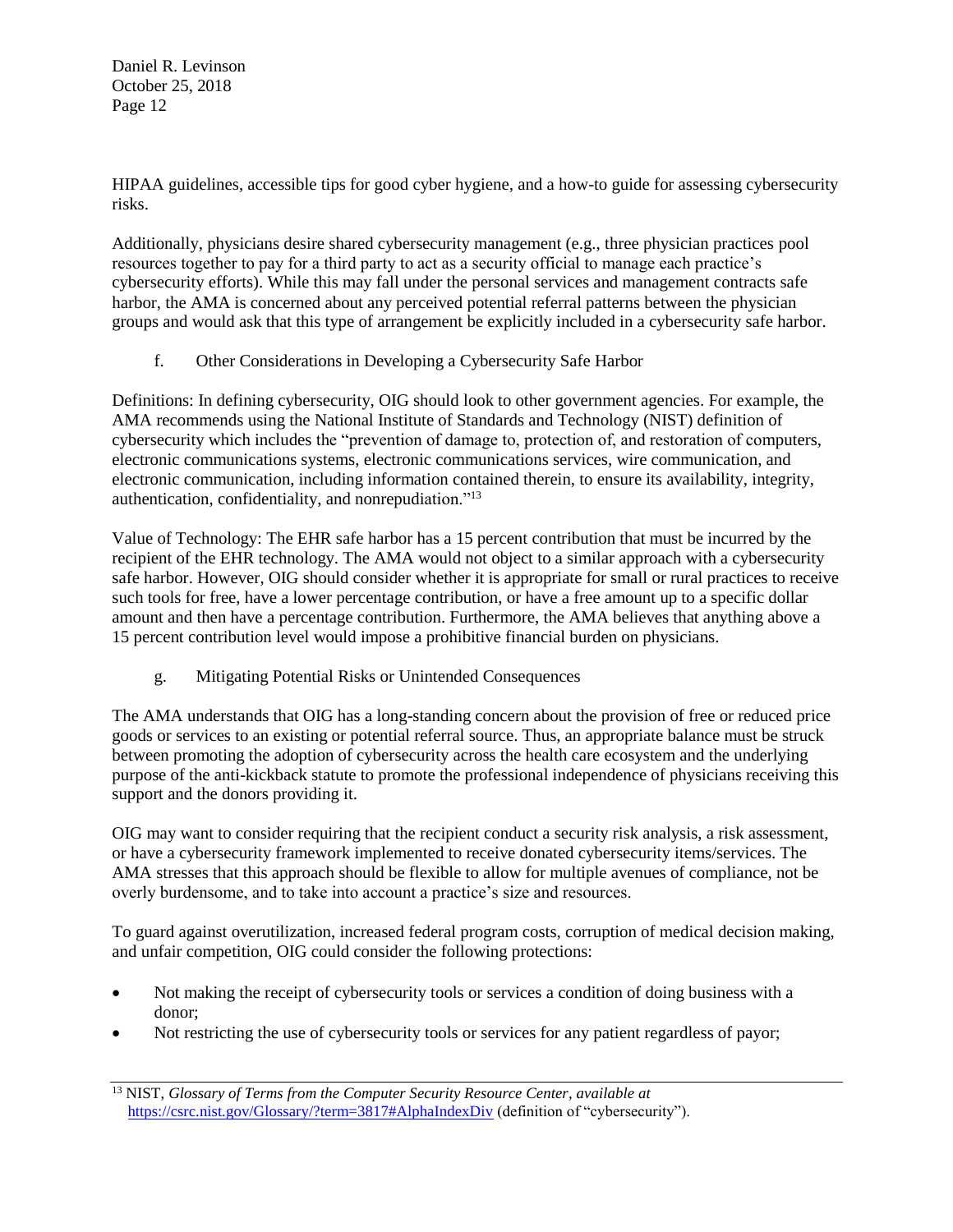HIPAA guidelines, accessible tips for good cyber hygiene, and a how-to guide for assessing cybersecurity risks.

Additionally, physicians desire shared cybersecurity management (e.g., three physician practices pool resources together to pay for a third party to act as a security official to manage each practice's cybersecurity efforts). While this may fall under the personal services and management contracts safe harbor, the AMA is concerned about any perceived potential referral patterns between the physician groups and would ask that this type of arrangement be explicitly included in a cybersecurity safe harbor.

### f. Other Considerations in Developing a Cybersecurity Safe Harbor

Definitions: In defining cybersecurity, OIG should look to other government agencies. For example, the AMA recommends using the National Institute of Standards and Technology (NIST) definition of cybersecurity which includes the "prevention of damage to, protection of, and restoration of computers, electronic communications systems, electronic communications services, wire communication, and electronic communication, including information contained therein, to ensure its availability, integrity, authentication, confidentiality, and nonrepudiation."[13]

Value of Technology: The EHR safe harbor has a 15 percent contribution that must be incurred by the recipient of the EHR technology. The AMA would not object to a similar approach with a cybersecurity safe harbor. However, OIG should consider whether it is appropriate for small or rural practices to receive such tools for free, have a lower percentage contribution, or have a free amount up to a specific dollar amount and then have a percentage contribution. Furthermore, the AMA believes that anything above a 15 percent contribution level would impose a prohibitive financial burden on physicians.

### g. Mitigating Potential Risks or Unintended Consequences

The AMA understands that OIG has a long-standing concern about the provision of free or reduced price goods or services to an existing or potential referral source. Thus, an appropriate balance must be struck between promoting the adoption of cybersecurity across the health care ecosystem and the underlying purpose of the anti-kickback statute to promote the professional independence of physicians receiving this support and the donors providing it.

OIG may want to consider requiring that the recipient conduct a security risk analysis, a risk assessment, or have a cybersecurity framework implemented to receive donated cybersecurity items/services. The AMA stresses that this approach should be flexible to allow for multiple avenues of compliance, not be overly burdensome, and to take into account a practice's size and resources.

To guard against overutilization, increased federal program costs, corruption of medical decision making, and unfair competition, OIG could consider the following protections:

- Not making the receipt of cybersecurity tools or services a condition of doing business with a donor;
- Not restricting the use of cybersecurity tools or services for any patient regardless of payor;

---

[13] NIST, *Glossary of Terms from the Computer Security Resource Center*, *available at* https://csrc.nist.gov/Glossary/?term=3817#AlphaIndexDiv (definition of "cybersecurity").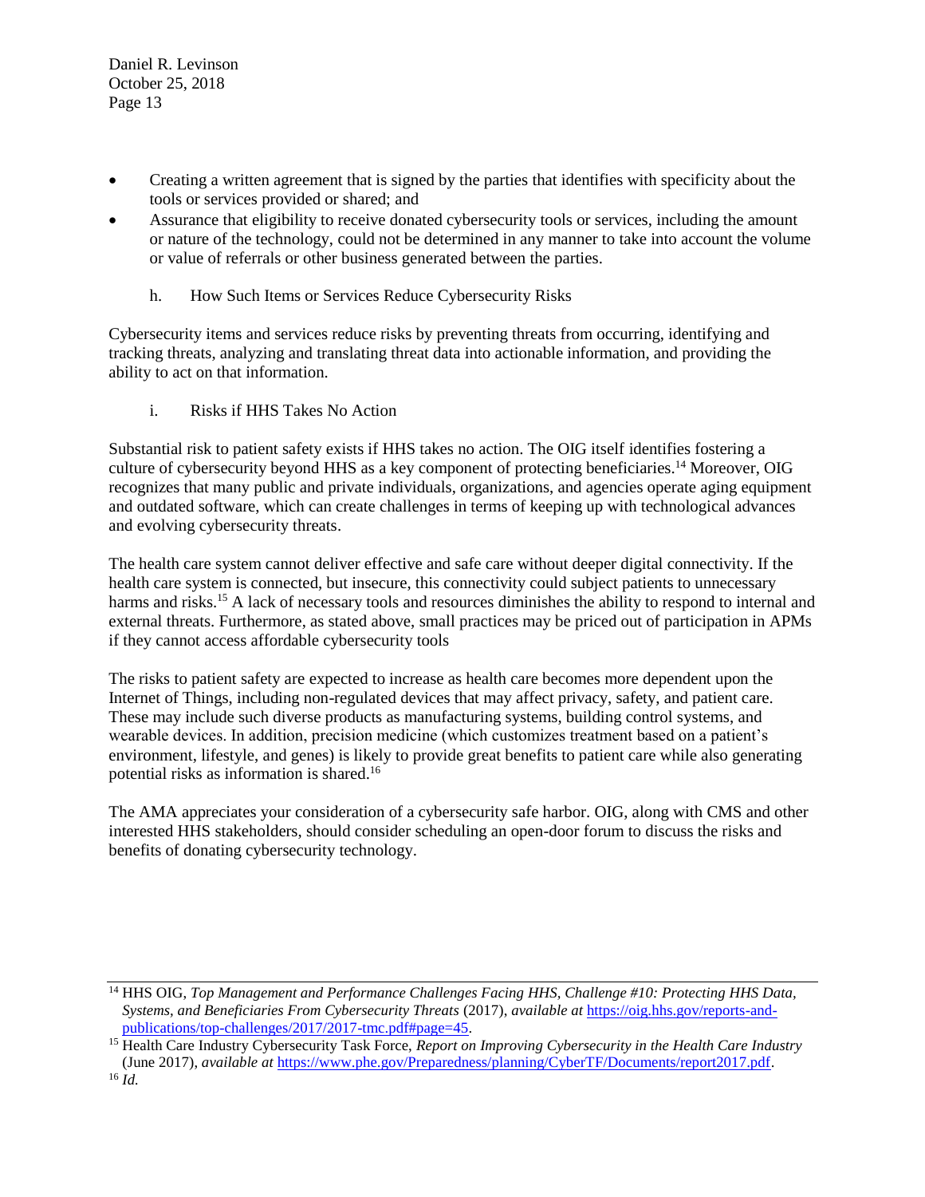- Creating a written agreement that is signed by the parties that identifies with specificity about the tools or services provided or shared; and
- Assurance that eligibility to receive donated cybersecurity tools or services, including the amount or nature of the technology, could not be determined in any manner to take into account the volume or value of referrals or other business generated between the parties.

h. How Such Items or Services Reduce Cybersecurity Risks

Cybersecurity items and services reduce risks by preventing threats from occurring, identifying and tracking threats, analyzing and translating threat data into actionable information, and providing the ability to act on that information.

i. Risks if HHS Takes No Action

Substantial risk to patient safety exists if HHS takes no action. The OIG itself identifies fostering a culture of cybersecurity beyond HHS as a key component of protecting beneficiaries.[14] Moreover, OIG recognizes that many public and private individuals, organizations, and agencies operate aging equipment and outdated software, which can create challenges in terms of keeping up with technological advances and evolving cybersecurity threats.

The health care system cannot deliver effective and safe care without deeper digital connectivity. If the health care system is connected, but insecure, this connectivity could subject patients to unnecessary harms and risks.[15] A lack of necessary tools and resources diminishes the ability to respond to internal and external threats. Furthermore, as stated above, small practices may be priced out of participation in APMs if they cannot access affordable cybersecurity tools

The risks to patient safety are expected to increase as health care becomes more dependent upon the Internet of Things, including non-regulated devices that may affect privacy, safety, and patient care. These may include such diverse products as manufacturing systems, building control systems, and wearable devices. In addition, precision medicine (which customizes treatment based on a patient's environment, lifestyle, and genes) is likely to provide great benefits to patient care while also generating potential risks as information is shared.[16]

The AMA appreciates your consideration of a cybersecurity safe harbor. OIG, along with CMS and other interested HHS stakeholders, should consider scheduling an open-door forum to discuss the risks and benefits of donating cybersecurity technology.

---

[14] HHS OIG, *Top Management and Performance Challenges Facing HHS, Challenge #10: Protecting HHS Data, Systems, and Beneficiaries From Cybersecurity Threats* (2017), *available at* https://oig.hhs.gov/reports-and-publications/top-challenges/2017/2017-tmc.pdf#page=45.

[15] Health Care Industry Cybersecurity Task Force, *Report on Improving Cybersecurity in the Health Care Industry* (June 2017), *available at* https://www.phe.gov/Preparedness/planning/CyberTF/Documents/report2017.pdf.

[16] *Id.*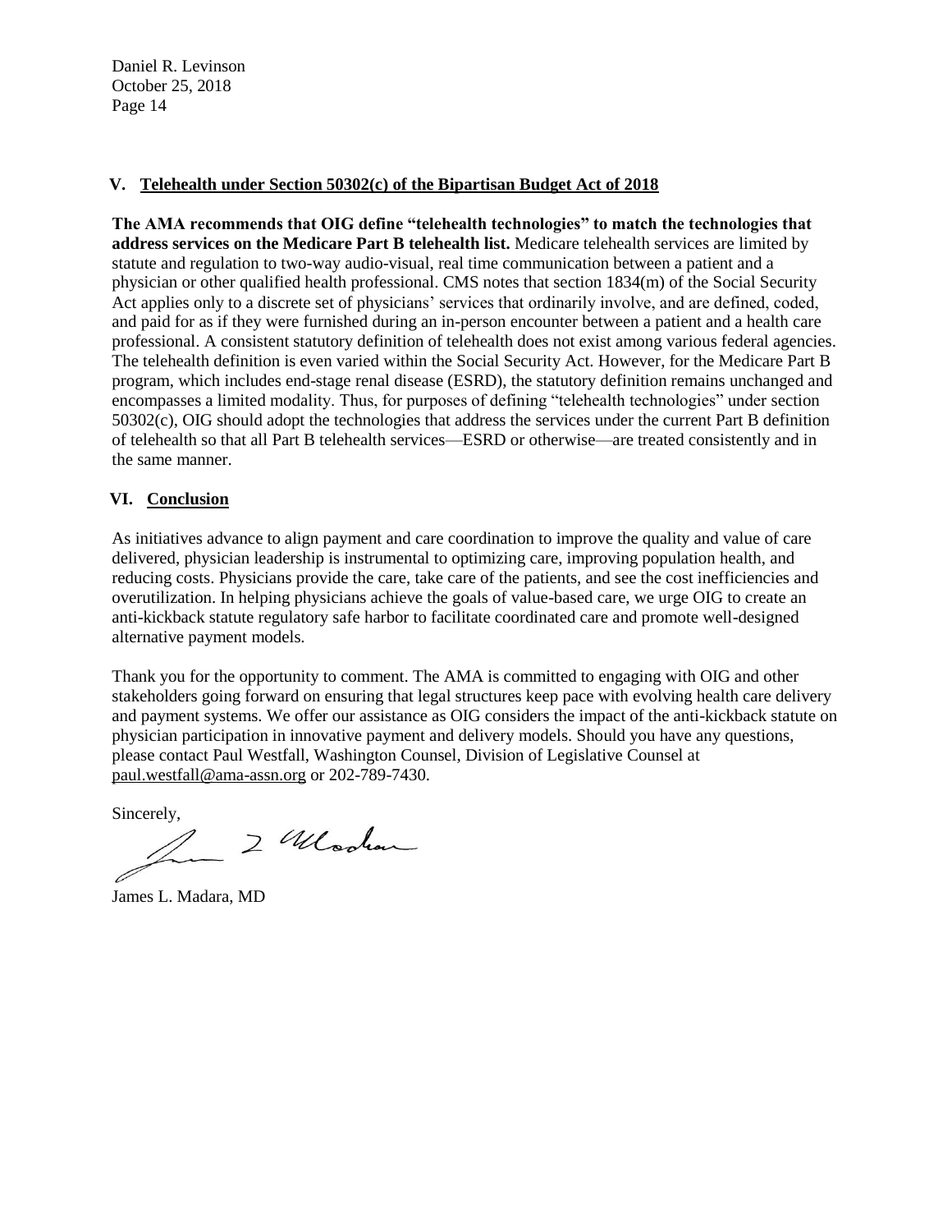## V. Telehealth under Section 50302(c) of the Bipartisan Budget Act of 2018

**The AMA recommends that OIG define "telehealth technologies" to match the technologies that address services on the Medicare Part B telehealth list.** Medicare telehealth services are limited by statute and regulation to two-way audio-visual, real time communication between a patient and a physician or other qualified health professional. CMS notes that section 1834(m) of the Social Security Act applies only to a discrete set of physicians' services that ordinarily involve, and are defined, coded, and paid for as if they were furnished during an in-person encounter between a patient and a health care professional. A consistent statutory definition of telehealth does not exist among various federal agencies. The telehealth definition is even varied within the Social Security Act. However, for the Medicare Part B program, which includes end-stage renal disease (ESRD), the statutory definition remains unchanged and encompasses a limited modality. Thus, for purposes of defining "telehealth technologies" under section 50302(c), OIG should adopt the technologies that address the services under the current Part B definition of telehealth so that all Part B telehealth services—ESRD or otherwise—are treated consistently and in the same manner.

## VI. Conclusion

As initiatives advance to align payment and care coordination to improve the quality and value of care delivered, physician leadership is instrumental to optimizing care, improving population health, and reducing costs. Physicians provide the care, take care of the patients, and see the cost inefficiencies and overutilization. In helping physicians achieve the goals of value-based care, we urge OIG to create an anti-kickback statute regulatory safe harbor to facilitate coordinated care and promote well-designed alternative payment models.

Thank you for the opportunity to comment. The AMA is committed to engaging with OIG and other stakeholders going forward on ensuring that legal structures keep pace with evolving health care delivery and payment systems. We offer our assistance as OIG considers the impact of the anti-kickback statute on physician participation in innovative payment and delivery models. Should you have any questions, please contact Paul Westfall, Washington Counsel, Division of Legislative Counsel at paul.westfall@ama-assn.org or 202-789-7430.

Sincerely,

James L. Madara, MD